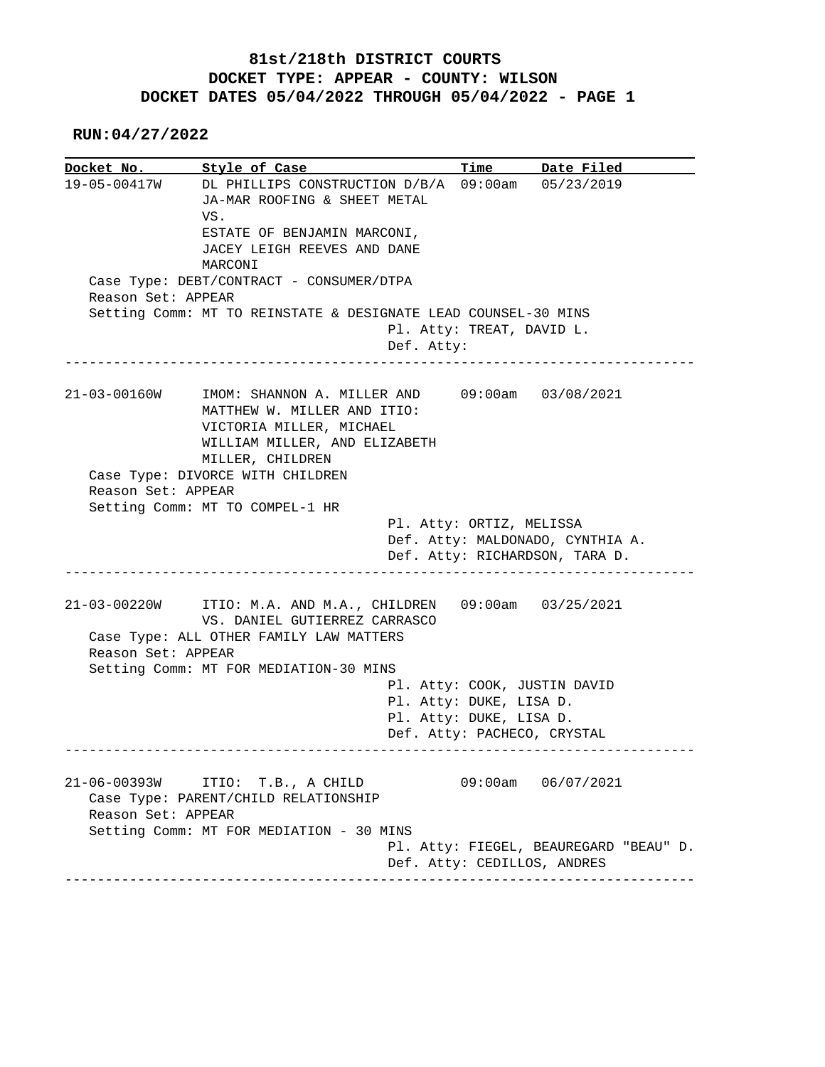# 81st/218th DISTRICT COURTS
## DOCKET TYPE: APPEAR - COUNTY: WILSON
## DOCKET DATES 05/04/2022 THROUGH 05/04/2022 - PAGE 1

**RUN:04/27/2022**

| Docket No. | Style of Case | Time | Date Filed |
|---|---|---|---|

**19-05-00417W** — DL PHILLIPS CONSTRUCTION D/B/A JA-MAR ROOFING & SHEET METAL VS. ESTATE OF BENJAMIN MARCONI, JACEY LEIGH REEVES AND DANE MARCONI — 09:00am — 05/23/2019

Case Type: DEBT/CONTRACT - CONSUMER/DTPA
Reason Set: APPEAR
Setting Comm: MT TO REINSTATE & DESIGNATE LEAD COUNSEL-30 MINS
Pl. Atty: TREAT, DAVID L.
Def. Atty:

---

**21-03-00160W** — IMOM: SHANNON A. MILLER AND MATTHEW W. MILLER AND ITIO: VICTORIA MILLER, MICHAEL WILLIAM MILLER, AND ELIZABETH MILLER, CHILDREN — 09:00am — 03/08/2021

Case Type: DIVORCE WITH CHILDREN
Reason Set: APPEAR
Setting Comm: MT TO COMPEL-1 HR
Pl. Atty: ORTIZ, MELISSA
Def. Atty: MALDONADO, CYNTHIA A.
Def. Atty: RICHARDSON, TARA D.

---

**21-03-00220W** — ITIO: M.A. AND M.A., CHILDREN VS. DANIEL GUTIERREZ CARRASCO — 09:00am — 03/25/2021

Case Type: ALL OTHER FAMILY LAW MATTERS
Reason Set: APPEAR
Setting Comm: MT FOR MEDIATION-30 MINS
Pl. Atty: COOK, JUSTIN DAVID
Pl. Atty: DUKE, LISA D.
Pl. Atty: DUKE, LISA D.
Def. Atty: PACHECO, CRYSTAL

---

**21-06-00393W** — ITIO: T.B., A CHILD — 09:00am — 06/07/2021

Case Type: PARENT/CHILD RELATIONSHIP
Reason Set: APPEAR
Setting Comm: MT FOR MEDIATION - 30 MINS
Pl. Atty: FIEGEL, BEAUREGARD "BEAU" D.
Def. Atty: CEDILLOS, ANDRES

---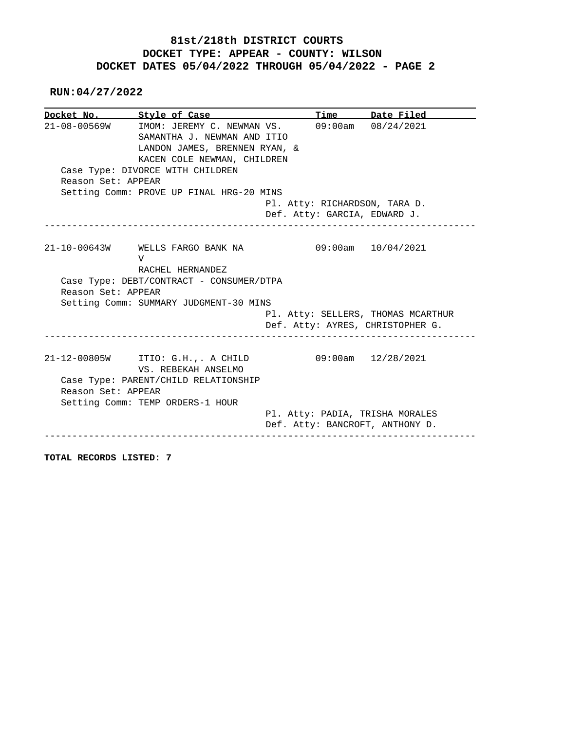# 81st/218th DISTRICT COURTS
## DOCKET TYPE: APPEAR - COUNTY: WILSON
## DOCKET DATES 05/04/2022 THROUGH 05/04/2022 - PAGE 2

**RUN:04/27/2022**

| Docket No. | Style of Case | Time | Date Filed |
|---|---|---|---|
| 21-08-00569W | IMOM: JEREMY C. NEWMAN VS. SAMANTHA J. NEWMAN AND ITIO LANDON JAMES, BRENNEN RYAN, & KACEN COLE NEWMAN, CHILDREN | 09:00am | 08/24/2021 |

Case Type: DIVORCE WITH CHILDREN
Reason Set: APPEAR
Setting Comm: PROVE UP FINAL HRG-20 MINS
Pl. Atty: RICHARDSON, TARA D.
Def. Atty: GARCIA, EDWARD J.

---

| Docket No. | Style of Case | Time | Date Filed |
|---|---|---|---|
| 21-10-00643W | WELLS FARGO BANK NA V RACHEL HERNANDEZ | 09:00am | 10/04/2021 |

Case Type: DEBT/CONTRACT - CONSUMER/DTPA
Reason Set: APPEAR
Setting Comm: SUMMARY JUDGMENT-30 MINS
Pl. Atty: SELLERS, THOMAS MCARTHUR
Def. Atty: AYRES, CHRISTOPHER G.

---

| Docket No. | Style of Case | Time | Date Filed |
|---|---|---|---|
| 21-12-00805W | ITIO: G.H.,. A CHILD VS. REBEKAH ANSELMO | 09:00am | 12/28/2021 |

Case Type: PARENT/CHILD RELATIONSHIP
Reason Set: APPEAR
Setting Comm: TEMP ORDERS-1 HOUR
Pl. Atty: PADIA, TRISHA MORALES
Def. Atty: BANCROFT, ANTHONY D.

---

**TOTAL RECORDS LISTED: 7**